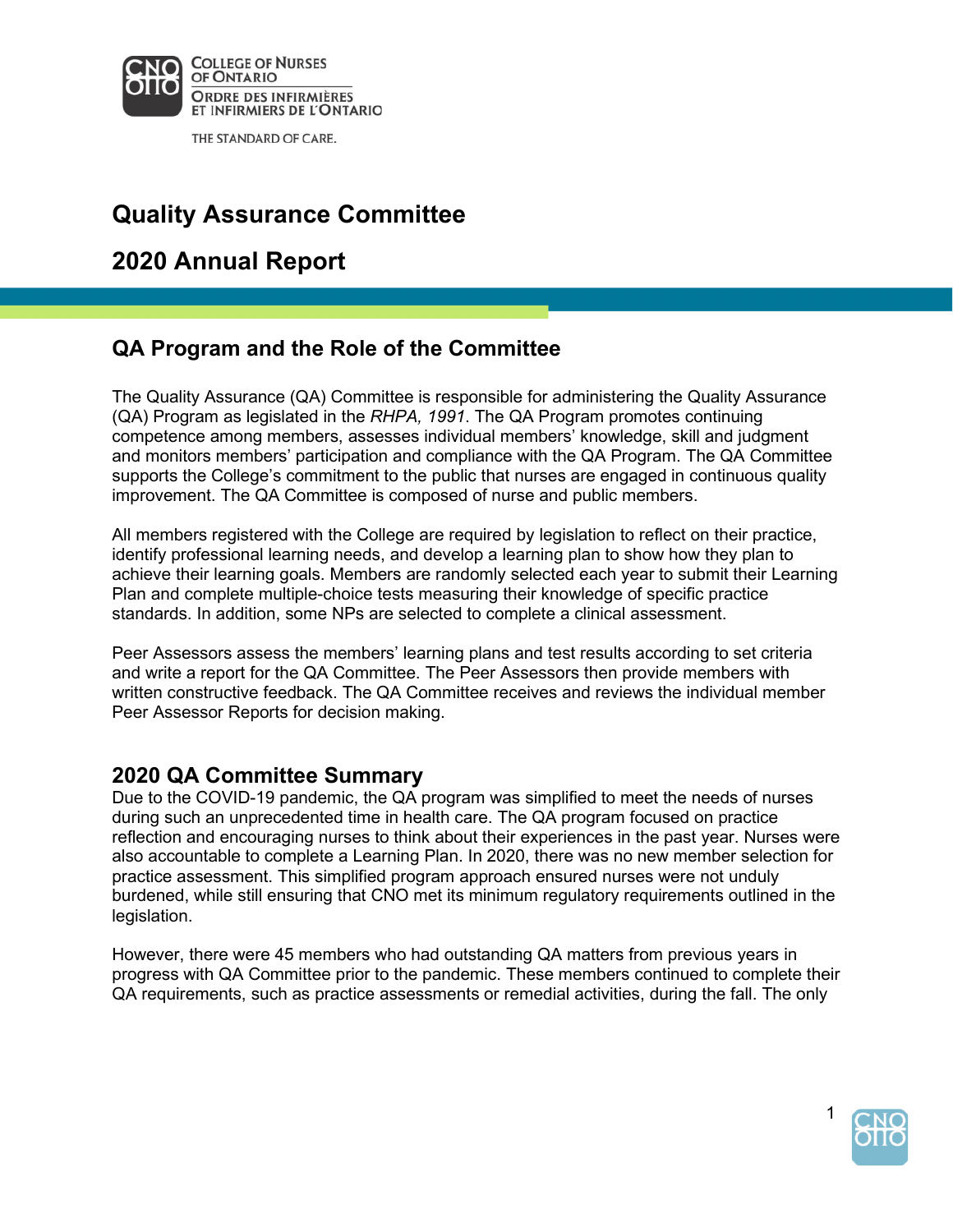# Quality Assurance Committee

# 2020 Annual Report

## QA Program and the Role of the Committee

The Quality Assurance (QA) Committee is responsible for administering the Quality Assurance (QA) Program as legislated in the *RHPA, 1991*. The QA Program promotes continuing competence among members, assesses individual members' knowledge, skill and judgment and monitors members' participation and compliance with the QA Program. The QA Committee supports the College's commitment to the public that nurses are engaged in continuous quality improvement. The QA Committee is composed of nurse and public members.

All members registered with the College are required by legislation to reflect on their practice, identify professional learning needs, and develop a learning plan to show how they plan to achieve their learning goals. Members are randomly selected each year to submit their Learning Plan and complete multiple-choice tests measuring their knowledge of specific practice standards. In addition, some NPs are selected to complete a clinical assessment.

Peer Assessors assess the members' learning plans and test results according to set criteria and write a report for the QA Committee. The Peer Assessors then provide members with written constructive feedback. The QA Committee receives and reviews the individual member Peer Assessor Reports for decision making.

## 2020 QA Committee Summary

Due to the COVID-19 pandemic, the QA program was simplified to meet the needs of nurses during such an unprecedented time in health care. The QA program focused on practice reflection and encouraging nurses to think about their experiences in the past year. Nurses were also accountable to complete a Learning Plan. In 2020, there was no new member selection for practice assessment. This simplified program approach ensured nurses were not unduly burdened, while still ensuring that CNO met its minimum regulatory requirements outlined in the legislation.

However, there were 45 members who had outstanding QA matters from previous years in progress with QA Committee prior to the pandemic. These members continued to complete their QA requirements, such as practice assessments or remedial activities, during the fall. The only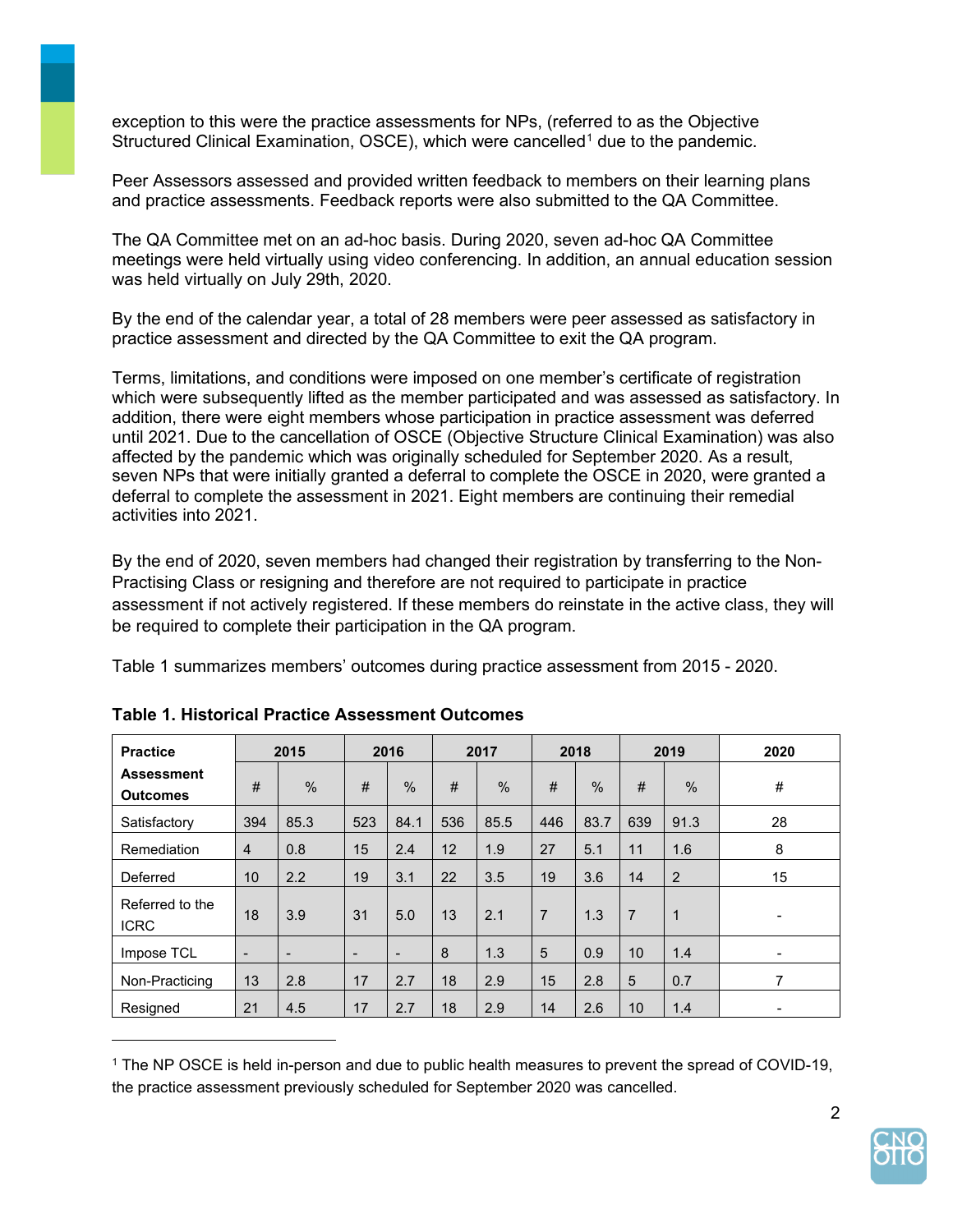exception to this were the practice assessments for NPs, (referred to as the Objective Structured Clinical Examination, OSCE), which were cancelled[1] due to the pandemic.

Peer Assessors assessed and provided written feedback to members on their learning plans and practice assessments. Feedback reports were also submitted to the QA Committee.

The QA Committee met on an ad-hoc basis. During 2020, seven ad-hoc QA Committee meetings were held virtually using video conferencing. In addition, an annual education session was held virtually on July 29th, 2020.

By the end of the calendar year, a total of 28 members were peer assessed as satisfactory in practice assessment and directed by the QA Committee to exit the QA program.

Terms, limitations, and conditions were imposed on one member's certificate of registration which were subsequently lifted as the member participated and was assessed as satisfactory. In addition, there were eight members whose participation in practice assessment was deferred until 2021. Due to the cancellation of OSCE (Objective Structure Clinical Examination) was also affected by the pandemic which was originally scheduled for September 2020. As a result, seven NPs that were initially granted a deferral to complete the OSCE in 2020, were granted a deferral to complete the assessment in 2021. Eight members are continuing their remedial activities into 2021.

By the end of 2020, seven members had changed their registration by transferring to the Non-Practising Class or resigning and therefore are not required to participate in practice assessment if not actively registered. If these members do reinstate in the active class, they will be required to complete their participation in the QA program.

Table 1 summarizes members' outcomes during practice assessment from 2015 - 2020.

**Table 1. Historical Practice Assessment Outcomes**

| Practice Assessment Outcomes | 2015 | | 2016 | | 2017 | | 2018 | | 2019 | | 2020 |
|---|---|---|---|---|---|---|---|---|---|---|---|
| | # | % | # | % | # | % | # | % | # | % | # |
| Satisfactory | 394 | 85.3 | 523 | 84.1 | 536 | 85.5 | 446 | 83.7 | 639 | 91.3 | 28 |
| Remediation | 4 | 0.8 | 15 | 2.4 | 12 | 1.9 | 27 | 5.1 | 11 | 1.6 | 8 |
| Deferred | 10 | 2.2 | 19 | 3.1 | 22 | 3.5 | 19 | 3.6 | 14 | 2 | 15 |
| Referred to the ICRC | 18 | 3.9 | 31 | 5.0 | 13 | 2.1 | 7 | 1.3 | 7 | 1 | - |
| Impose TCL | - | - | - | - | 8 | 1.3 | 5 | 0.9 | 10 | 1.4 | - |
| Non-Practicing | 13 | 2.8 | 17 | 2.7 | 18 | 2.9 | 15 | 2.8 | 5 | 0.7 | 7 |
| Resigned | 21 | 4.5 | 17 | 2.7 | 18 | 2.9 | 14 | 2.6 | 10 | 1.4 | - |

[1] The NP OSCE is held in-person and due to public health measures to prevent the spread of COVID-19, the practice assessment previously scheduled for September 2020 was cancelled.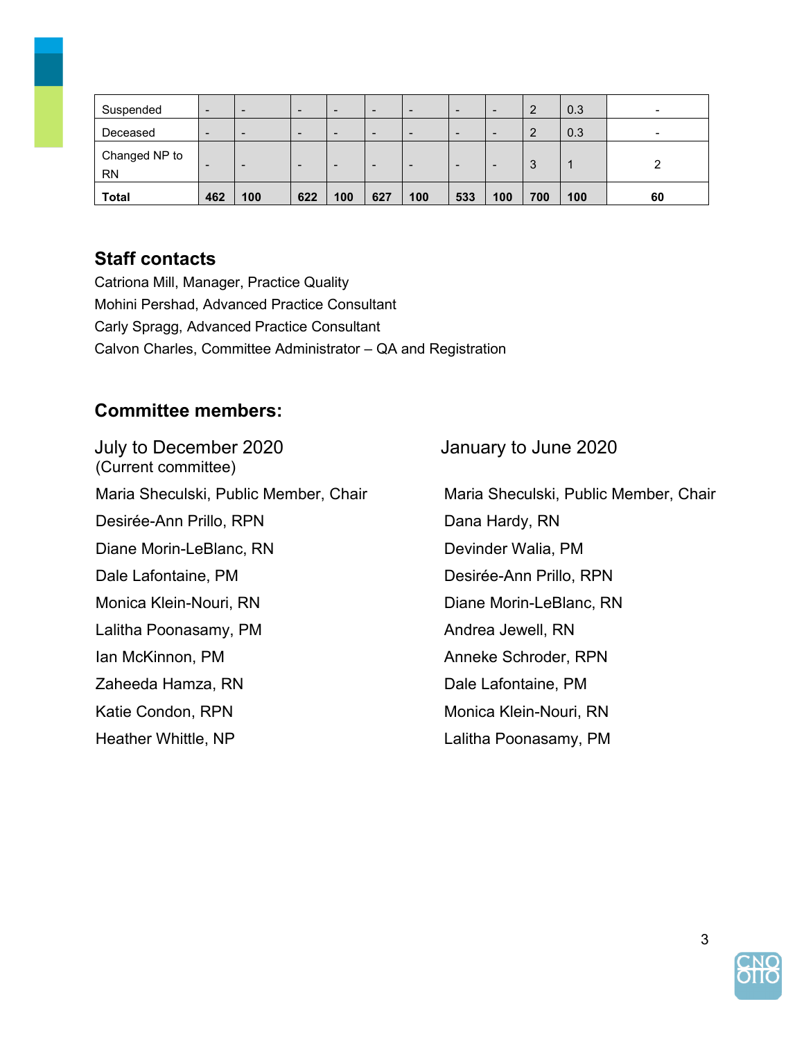| | | | | | | | | | | | |
|---|---|---|---|---|---|---|---|---|---|---|---|
| Suspended | - | - | - | - | - | - | - | - | 2 | 0.3 | - |
| Deceased | - | - | - | - | - | - | - | - | 2 | 0.3 | - |
| Changed NP to RN | - | - | - | - | - | - | - | - | 3 | 1 | 2 |
| **Total** | **462** | **100** | **622** | **100** | **627** | **100** | **533** | **100** | **700** | **100** | **60** |

## Staff contacts

Catriona Mill, Manager, Practice Quality
Mohini Pershad, Advanced Practice Consultant
Carly Spragg, Advanced Practice Consultant
Calvon Charles, Committee Administrator – QA and Registration

## Committee members:

### July to December 2020 (Current committee)

Maria Sheculski, Public Member, Chair
Desirée-Ann Prillo, RPN
Diane Morin-LeBlanc, RN
Dale Lafontaine, PM
Monica Klein-Nouri, RN
Lalitha Poonasamy, PM
Ian McKinnon, PM
Zaheeda Hamza, RN
Katie Condon, RPN
Heather Whittle, NP

### January to June 2020

Maria Sheculski, Public Member, Chair
Dana Hardy, RN
Devinder Walia, PM
Desirée-Ann Prillo, RPN
Diane Morin-LeBlanc, RN
Andrea Jewell, RN
Anneke Schroder, RPN
Dale Lafontaine, PM
Monica Klein-Nouri, RN
Lalitha Poonasamy, PM